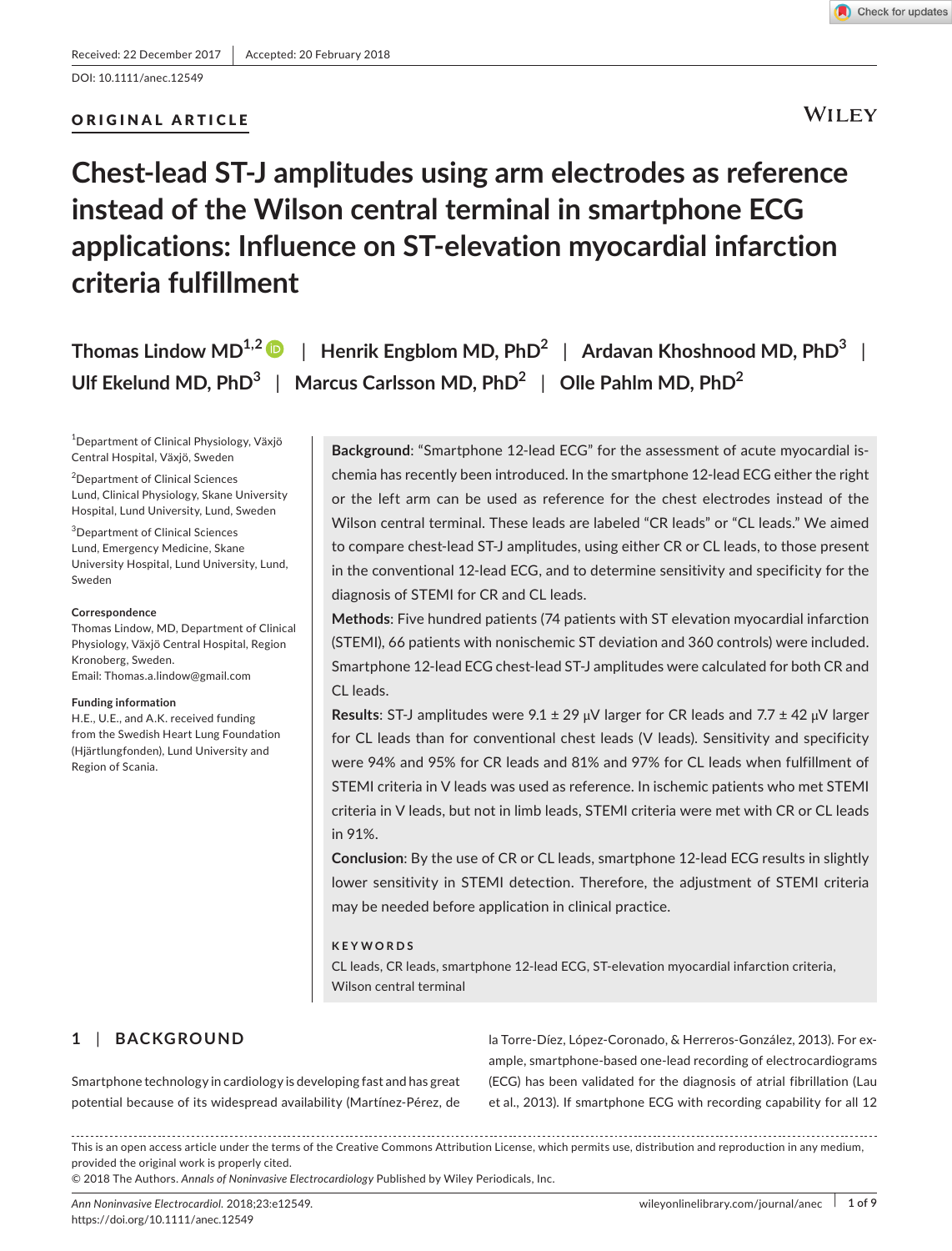Received: 22 December 2017 | Accepted: 20 February 2018

DOI: 10.1111/anec.12549

**ORIGINAL ARTICLE**

# Chest-lead ST-J amplitudes using arm electrodes as reference instead of the Wilson central terminal in smartphone ECG applications: Influence on ST-elevation myocardial infarction criteria fulfillment

**Thomas Lindow MD**[1,2] | **Henrik Engblom MD, PhD**[2] | **Ardavan Khoshnood MD, PhD**[3] | **Ulf Ekelund MD, PhD**[3] | **Marcus Carlsson MD, PhD**[2] | **Olle Pahlm MD, PhD**[2]

[1]Department of Clinical Physiology, Växjö Central Hospital, Växjö, Sweden

[2]Department of Clinical Sciences Lund, Clinical Physiology, Skane University Hospital, Lund University, Lund, Sweden

[3]Department of Clinical Sciences Lund, Emergency Medicine, Skane University Hospital, Lund University, Lund, Sweden

**Correspondence**
Thomas Lindow, MD, Department of Clinical Physiology, Växjö Central Hospital, Region Kronoberg, Sweden.
Email: Thomas.a.lindow@gmail.com

**Funding information**
H.E., U.E., and A.K. received funding from the Swedish Heart Lung Foundation (Hjärtlungfonden), Lund University and Region of Scania.

**Background**: "Smartphone 12-lead ECG" for the assessment of acute myocardial ischemia has recently been introduced. In the smartphone 12-lead ECG either the right or the left arm can be used as reference for the chest electrodes instead of the Wilson central terminal. These leads are labeled "CR leads" or "CL leads." We aimed to compare chest-lead ST-J amplitudes, using either CR or CL leads, to those present in the conventional 12-lead ECG, and to determine sensitivity and specificity for the diagnosis of STEMI for CR and CL leads.

**Methods**: Five hundred patients (74 patients with ST elevation myocardial infarction (STEMI), 66 patients with nonischemic ST deviation and 360 controls) were included. Smartphone 12-lead ECG chest-lead ST-J amplitudes were calculated for both CR and CL leads.

**Results**: ST-J amplitudes were 9.1 ± 29 μV larger for CR leads and 7.7 ± 42 μV larger for CL leads than for conventional chest leads (V leads). Sensitivity and specificity were 94% and 95% for CR leads and 81% and 97% for CL leads when fulfillment of STEMI criteria in V leads was used as reference. In ischemic patients who met STEMI criteria in V leads, but not in limb leads, STEMI criteria were met with CR or CL leads in 91%.

**Conclusion**: By the use of CR or CL leads, smartphone 12-lead ECG results in slightly lower sensitivity in STEMI detection. Therefore, the adjustment of STEMI criteria may be needed before application in clinical practice.

**KEYWORDS**

CL leads, CR leads, smartphone 12-lead ECG, ST-elevation myocardial infarction criteria, Wilson central terminal

## 1 | BACKGROUND

Smartphone technology in cardiology is developing fast and has great potential because of its widespread availability (Martínez-Pérez, de la Torre-Díez, López-Coronado, & Herreros-González, 2013). For example, smartphone-based one-lead recording of electrocardiograms (ECG) has been validated for the diagnosis of atrial fibrillation (Lau et al., 2013). If smartphone ECG with recording capability for all 12

This is an open access article under the terms of the Creative Commons Attribution License, which permits use, distribution and reproduction in any medium, provided the original work is properly cited.
© 2018 The Authors. *Annals of Noninvasive Electrocardiology* Published by Wiley Periodicals, Inc.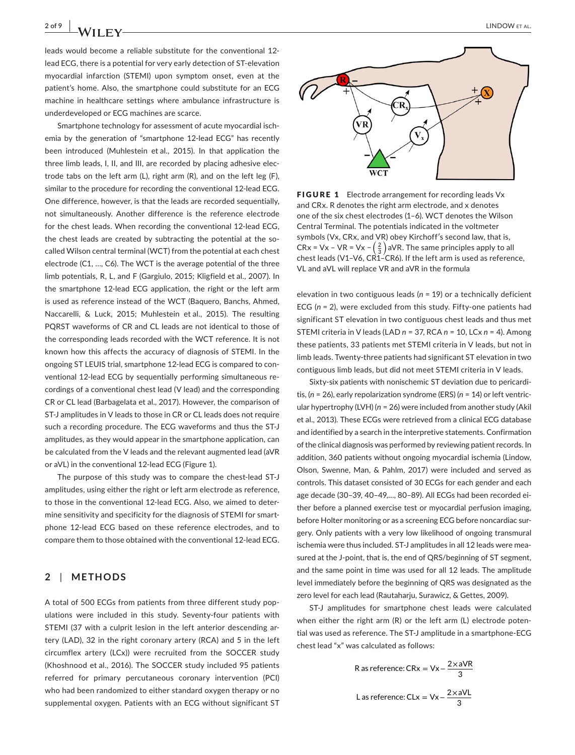leads would become a reliable substitute for the conventional 12-lead ECG, there is a potential for very early detection of ST-elevation myocardial infarction (STEMI) upon symptom onset, even at the patient's home. Also, the smartphone could substitute for an ECG machine in healthcare settings where ambulance infrastructure is underdeveloped or ECG machines are scarce.

Smartphone technology for assessment of acute myocardial ischemia by the generation of "smartphone 12-lead ECG" has recently been introduced (Muhlestein et al., 2015). In that application the three limb leads, I, II, and III, are recorded by placing adhesive electrode tabs on the left arm (L), right arm (R), and on the left leg (F), similar to the procedure for recording the conventional 12-lead ECG. One difference, however, is that the leads are recorded sequentially, not simultaneously. Another difference is the reference electrode for the chest leads. When recording the conventional 12-lead ECG, the chest leads are created by subtracting the potential at the so-called Wilson central terminal (WCT) from the potential at each chest electrode (C1, …, C6). The WCT is the average potential of the three limb potentials, R, L, and F (Gargiulo, 2015; Kligfield et al., 2007). In the smartphone 12-lead ECG application, the right or the left arm is used as reference instead of the WCT (Baquero, Banchs, Ahmed, Naccarelli, & Luck, 2015; Muhlestein et al., 2015). The resulting PQRST waveforms of CR and CL leads are not identical to those of the corresponding leads recorded with the WCT reference. It is not known how this affects the accuracy of diagnosis of STEMI. In the ongoing ST LEUIS trial, smartphone 12-lead ECG is compared to conventional 12-lead ECG by sequentially performing simultaneous recordings of a conventional chest lead (V lead) and the corresponding CR or CL lead (Barbagelata et al., 2017). However, the comparison of ST-J amplitudes in V leads to those in CR or CL leads does not require such a recording procedure. The ECG waveforms and thus the ST-J amplitudes, as they would appear in the smartphone application, can be calculated from the V leads and the relevant augmented lead (aVR or aVL) in the conventional 12-lead ECG (Figure 1).

The purpose of this study was to compare the chest-lead ST-J amplitudes, using either the right or left arm electrode as reference, to those in the conventional 12-lead ECG. Also, we aimed to determine sensitivity and specificity for the diagnosis of STEMI for smartphone 12-lead ECG based on these reference electrodes, and to compare them to those obtained with the conventional 12-lead ECG.

## 2 | METHODS

A total of 500 ECGs from patients from three different study populations were included in this study. Seventy-four patients with STEMI (37 with a culprit lesion in the left anterior descending artery (LAD), 32 in the right coronary artery (RCA) and 5 in the left circumflex artery (LCx)) were recruited from the SOCCER study (Khoshnood et al., 2016). The SOCCER study included 95 patients referred for primary percutaneous coronary intervention (PCI) who had been randomized to either standard oxygen therapy or no supplemental oxygen. Patients with an ECG without significant ST elevation in two contiguous leads ($n$ = 19) or a technically deficient ECG ($n$ = 2), were excluded from this study. Fifty-one patients had significant ST elevation in two contiguous chest leads and thus met STEMI criteria in V leads (LAD $n$ = 37, RCA $n$ = 10, LCx $n$ = 4). Among these patients, 33 patients met STEMI criteria in V leads, but not in limb leads. Twenty-three patients had significant ST elevation in two contiguous limb leads, but did not meet STEMI criteria in V leads.

FIGURE 1 Electrode arrangement for recording leads Vx and CRx. R denotes the right arm electrode, and x denotes one of the six chest electrodes (1–6). WCT denotes the Wilson Central Terminal. The potentials indicated in the voltmeter symbols (Vx, CRx, and VR) obey Kirchoff's second law, that is, CRx = Vx – VR = Vx – $\left(\frac{2}{3}\right)$aVR. The same principles apply to all chest leads (V1–V6, CR1–CR6). If the left arm is used as reference, VL and aVL will replace VR and aVR in the formula

Sixty-six patients with nonischemic ST deviation due to pericarditis, ($n$ = 26), early repolarization syndrome (ERS) ($n$ = 14) or left ventricular hypertrophy (LVH) ($n$ = 26) were included from another study (Akil et al., 2013). These ECGs were retrieved from a clinical ECG database and identified by a search in the interpretive statements. Confirmation of the clinical diagnosis was performed by reviewing patient records. In addition, 360 patients without ongoing myocardial ischemia (Lindow, Olson, Swenne, Man, & Pahlm, 2017) were included and served as controls. This dataset consisted of 30 ECGs for each gender and each age decade (30–39, 40–49,…, 80–89). All ECGs had been recorded either before a planned exercise test or myocardial perfusion imaging, before Holter monitoring or as a screening ECG before noncardiac surgery. Only patients with a very low likelihood of ongoing transmural ischemia were thus included. ST-J amplitudes in all 12 leads were measured at the J-point, that is, the end of QRS/beginning of ST segment, and the same point in time was used for all 12 leads. The amplitude level immediately before the beginning of QRS was designated as the zero level for each lead (Rautaharju, Surawicz, & Gettes, 2009).

ST-J amplitudes for smartphone chest leads were calculated when either the right arm (R) or the left arm (L) electrode potential was used as reference. The ST-J amplitude in a smartphone-ECG chest lead "x" was calculated as follows:

$$\text{R as reference: } \mathrm{CRx} = \mathrm{Vx} - \frac{2 \times \mathrm{aVR}}{3}$$

$$\text{L as reference: } \mathrm{CLx} = \mathrm{Vx} - \frac{2 \times \mathrm{aVL}}{3}$$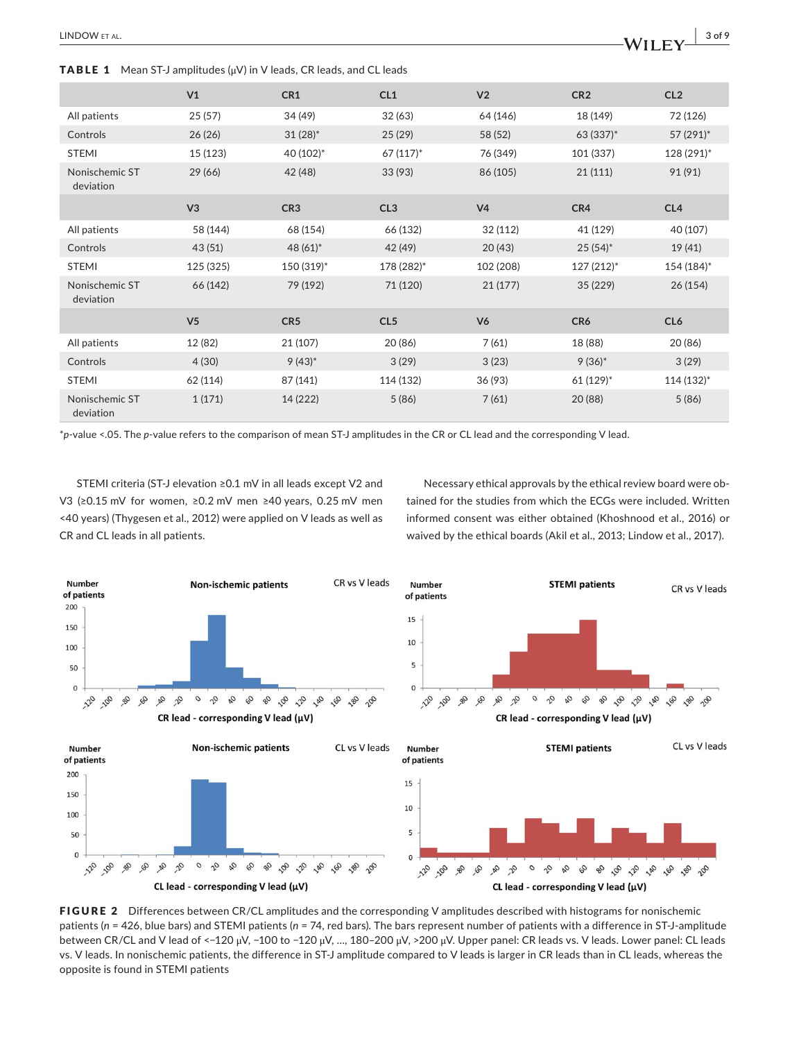**TABLE 1** Mean ST-J amplitudes (µV) in V leads, CR leads, and CL leads

| | V1 | CR1 | CL1 | V2 | CR2 | CL2 |
|---|---|---|---|---|---|---|
| All patients | 25 (57) | 34 (49) | 32 (63) | 64 (146) | 18 (149) | 72 (126) |
| Controls | 26 (26) | 31 (28)* | 25 (29) | 58 (52) | 63 (337)* | 57 (291)* |
| STEMI | 15 (123) | 40 (102)* | 67 (117)* | 76 (349) | 101 (337) | 128 (291)* |
| Nonischemic ST deviation | 29 (66) | 42 (48) | 33 (93) | 86 (105) | 21 (111) | 91 (91) |
| | **V3** | **CR3** | **CL3** | **V4** | **CR4** | **CL4** |
| All patients | 58 (144) | 68 (154) | 66 (132) | 32 (112) | 41 (129) | 40 (107) |
| Controls | 43 (51) | 48 (61)* | 42 (49) | 20 (43) | 25 (54)* | 19 (41) |
| STEMI | 125 (325) | 150 (319)* | 178 (282)* | 102 (208) | 127 (212)* | 154 (184)* |
| Nonischemic ST deviation | 66 (142) | 79 (192) | 71 (120) | 21 (177) | 35 (229) | 26 (154) |
| | **V5** | **CR5** | **CL5** | **V6** | **CR6** | **CL6** |
| All patients | 12 (82) | 21 (107) | 20 (86) | 7 (61) | 18 (88) | 20 (86) |
| Controls | 4 (30) | 9 (43)* | 3 (29) | 3 (23) | 9 (36)* | 3 (29) |
| STEMI | 62 (114) | 87 (141) | 114 (132) | 36 (93) | 61 (129)* | 114 (132)* |
| Nonischemic ST deviation | 1 (171) | 14 (222) | 5 (86) | 7 (61) | 20 (88) | 5 (86) |

*$p$-value <.05. The $p$-value refers to the comparison of mean ST-J amplitudes in the CR or CL lead and the corresponding V lead.

STEMI criteria (ST-J elevation ≥0.1 mV in all leads except V2 and V3 (≥0.15 mV for women, ≥0.2 mV men ≥40 years, 0.25 mV men <40 years) (Thygesen et al., 2012) were applied on V leads as well as CR and CL leads in all patients.

Necessary ethical approvals by the ethical review board were obtained for the studies from which the ECGs were included. Written informed consent was either obtained (Khoshnood et al., 2016) or waived by the ethical boards (Akil et al., 2013; Lindow et al., 2017).

**FIGURE 2** Differences between CR/CL amplitudes and the corresponding V amplitudes described with histograms for nonischemic patients ($n$ = 426, blue bars) and STEMI patients ($n$ = 74, red bars). The bars represent number of patients with a difference in ST-J-amplitude between CR/CL and V lead of <−120 µV, −100 to −120 µV, ..., 180–200 µV, >200 µV. Upper panel: CR leads vs. V leads. Lower panel: CL leads vs. V leads. In nonischemic patients, the difference in ST-J amplitude compared to V leads is larger in CR leads than in CL leads, whereas the opposite is found in STEMI patients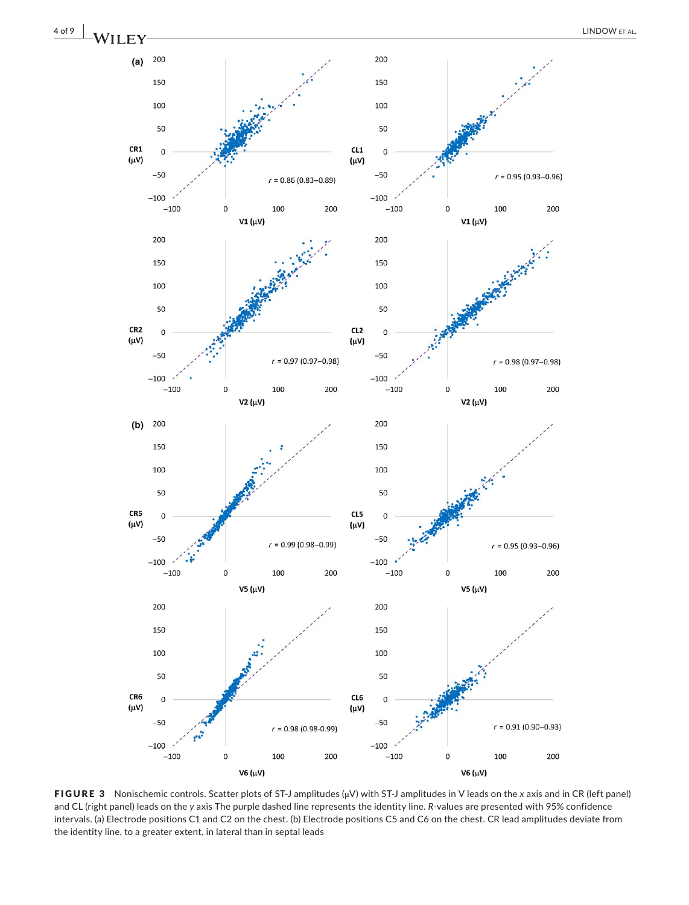**FIGURE 3** Nonischemic controls. Scatter plots of ST-J amplitudes (μV) with ST-J amplitudes in V leads on the *x* axis and in CR (left panel) and CL (right panel) leads on the *y* axis The purple dashed line represents the identity line. *R*-values are presented with 95% confidence intervals. (a) Electrode positions C1 and C2 on the chest. (b) Electrode positions C5 and C6 on the chest. CR lead amplitudes deviate from the identity line, to a greater extent, in lateral than in septal leads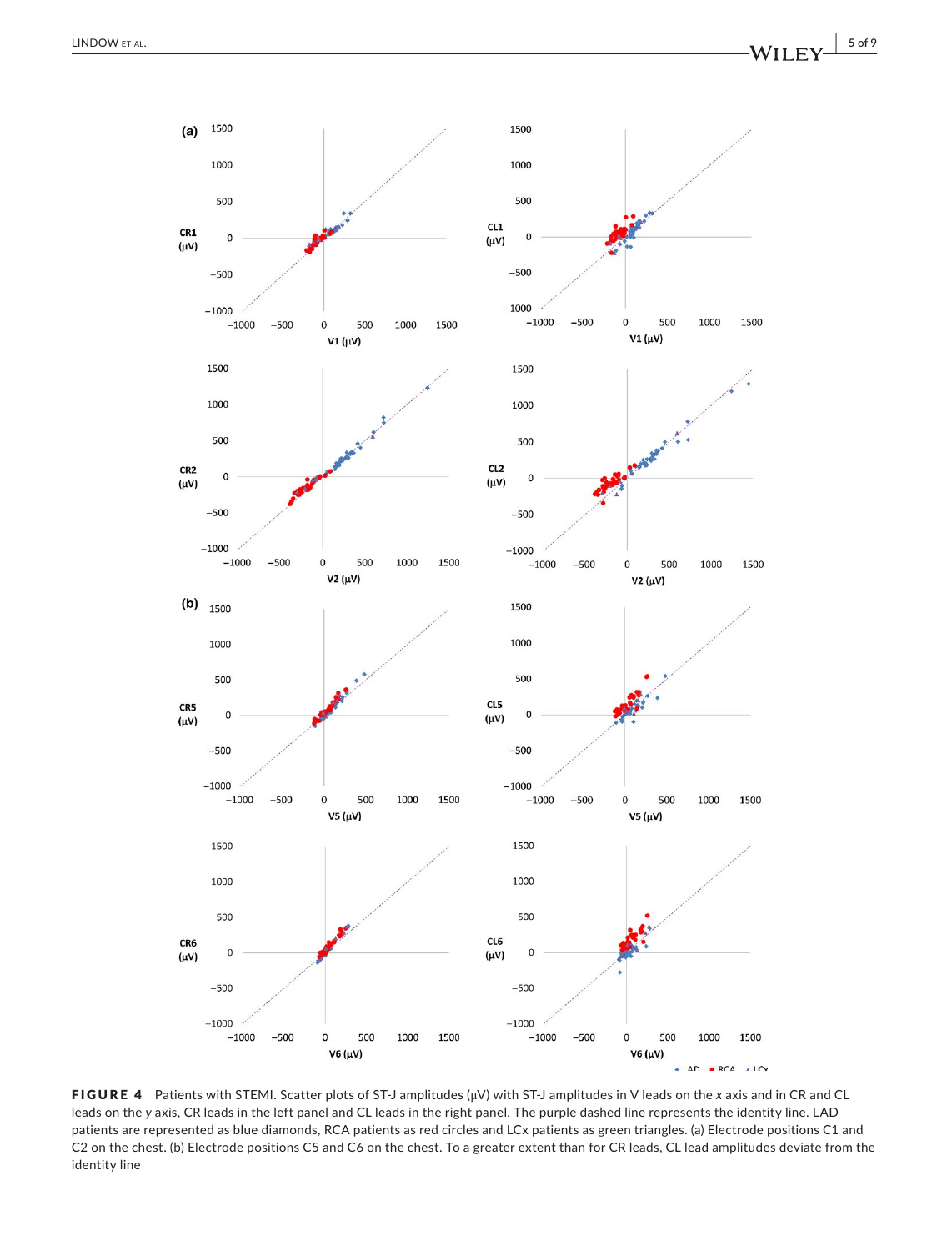**FIGURE 4** Patients with STEMI. Scatter plots of ST-J amplitudes (μV) with ST-J amplitudes in V leads on the *x* axis and in CR and CL leads on the *y* axis, CR leads in the left panel and CL leads in the right panel. The purple dashed line represents the identity line. LAD patients are represented as blue diamonds, RCA patients as red circles and LCx patients as green triangles. (a) Electrode positions C1 and C2 on the chest. (b) Electrode positions C5 and C6 on the chest. To a greater extent than for CR leads, CL lead amplitudes deviate from the identity line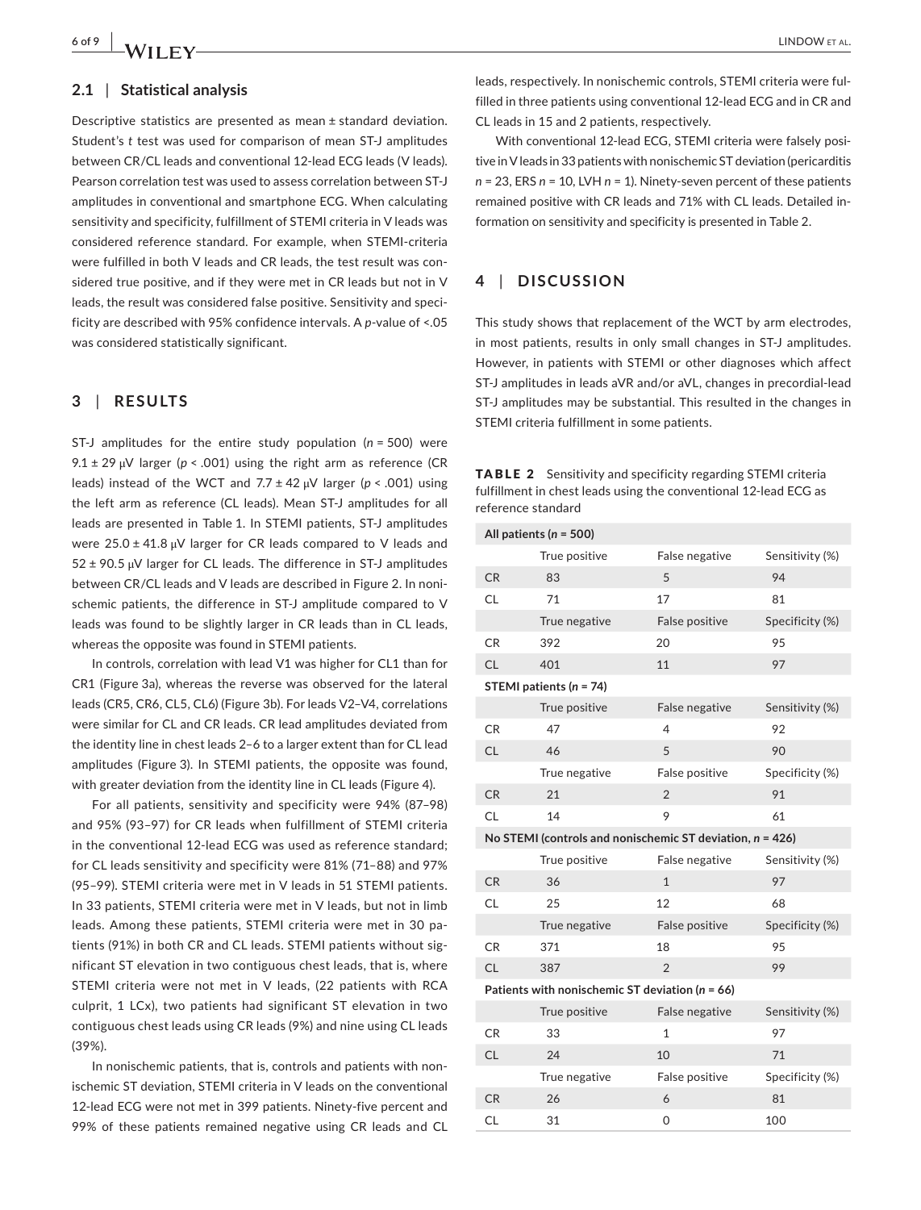## 2.1 | Statistical analysis

Descriptive statistics are presented as mean ± standard deviation. Student's *t* test was used for comparison of mean ST-J amplitudes between CR/CL leads and conventional 12-lead ECG leads (V leads). Pearson correlation test was used to assess correlation between ST-J amplitudes in conventional and smartphone ECG. When calculating sensitivity and specificity, fulfillment of STEMI criteria in V leads was considered reference standard. For example, when STEMI-criteria were fulfilled in both V leads and CR leads, the test result was considered true positive, and if they were met in CR leads but not in V leads, the result was considered false positive. Sensitivity and specificity are described with 95% confidence intervals. A *p*-value of <.05 was considered statistically significant.

## 3 | RESULTS

ST-J amplitudes for the entire study population ($n = 500$) were 9.1 ± 29 μV larger ($p < .001$) using the right arm as reference (CR leads) instead of the WCT and 7.7 ± 42 μV larger ($p < .001$) using the left arm as reference (CL leads). Mean ST-J amplitudes for all leads are presented in Table 1. In STEMI patients, ST-J amplitudes were 25.0 ± 41.8 μV larger for CR leads compared to V leads and 52 ± 90.5 μV larger for CL leads. The difference in ST-J amplitudes between CR/CL leads and V leads are described in Figure 2. In nonischemic patients, the difference in ST-J amplitude compared to V leads was found to be slightly larger in CR leads than in CL leads, whereas the opposite was found in STEMI patients.

In controls, correlation with lead V1 was higher for CL1 than for CR1 (Figure 3a), whereas the reverse was observed for the lateral leads (CR5, CR6, CL5, CL6) (Figure 3b). For leads V2–V4, correlations were similar for CL and CR leads. CR lead amplitudes deviated from the identity line in chest leads 2–6 to a larger extent than for CL lead amplitudes (Figure 3). In STEMI patients, the opposite was found, with greater deviation from the identity line in CL leads (Figure 4).

For all patients, sensitivity and specificity were 94% (87–98) and 95% (93–97) for CR leads when fulfillment of STEMI criteria in the conventional 12-lead ECG was used as reference standard; for CL leads sensitivity and specificity were 81% (71–88) and 97% (95–99). STEMI criteria were met in V leads in 51 STEMI patients. In 33 patients, STEMI criteria were met in V leads, but not in limb leads. Among these patients, STEMI criteria were met in 30 patients (91%) in both CR and CL leads. STEMI patients without significant ST elevation in two contiguous chest leads, that is, where STEMI criteria were not met in V leads, (22 patients with RCA culprit, 1 LCx), two patients had significant ST elevation in two contiguous chest leads using CR leads (9%) and nine using CL leads (39%).

In nonischemic patients, that is, controls and patients with nonischemic ST deviation, STEMI criteria in V leads on the conventional 12-lead ECG were not met in 399 patients. Ninety-five percent and 99% of these patients remained negative using CR leads and CL leads, respectively. In nonischemic controls, STEMI criteria were fulfilled in three patients using conventional 12-lead ECG and in CR and CL leads in 15 and 2 patients, respectively.

With conventional 12-lead ECG, STEMI criteria were falsely positive in V leads in 33 patients with nonischemic ST deviation (pericarditis $n = 23$, ERS $n = 10$, LVH $n = 1$). Ninety-seven percent of these patients remained positive with CR leads and 71% with CL leads. Detailed information on sensitivity and specificity is presented in Table 2.

## 4 | DISCUSSION

This study shows that replacement of the WCT by arm electrodes, in most patients, results in only small changes in ST-J amplitudes. However, in patients with STEMI or other diagnoses which affect ST-J amplitudes in leads aVR and/or aVL, changes in precordial-lead ST-J amplitudes may be substantial. This resulted in the changes in STEMI criteria fulfillment in some patients.

**TABLE 2** Sensitivity and specificity regarding STEMI criteria fulfillment in chest leads using the conventional 12-lead ECG as reference standard

| | | | |
|---|---|---|---|
| **All patients ($n = 500$)** | | | |
| | True positive | False negative | Sensitivity (%) |
| CR | 83 | 5 | 94 |
| CL | 71 | 17 | 81 |
| | True negative | False positive | Specificity (%) |
| CR | 392 | 20 | 95 |
| CL | 401 | 11 | 97 |
| **STEMI patients ($n = 74$)** | | | |
| | True positive | False negative | Sensitivity (%) |
| CR | 47 | 4 | 92 |
| CL | 46 | 5 | 90 |
| | True negative | False positive | Specificity (%) |
| CR | 21 | 2 | 91 |
| CL | 14 | 9 | 61 |
| **No STEMI (controls and nonischemic ST deviation, $n = 426$)** | | | |
| | True positive | False negative | Sensitivity (%) |
| CR | 36 | 1 | 97 |
| CL | 25 | 12 | 68 |
| | True negative | False positive | Specificity (%) |
| CR | 371 | 18 | 95 |
| CL | 387 | 2 | 99 |
| **Patients with nonischemic ST deviation ($n = 66$)** | | | |
| | True positive | False negative | Sensitivity (%) |
| CR | 33 | 1 | 97 |
| CL | 24 | 10 | 71 |
| | True negative | False positive | Specificity (%) |
| CR | 26 | 6 | 81 |
| CL | 31 | 0 | 100 |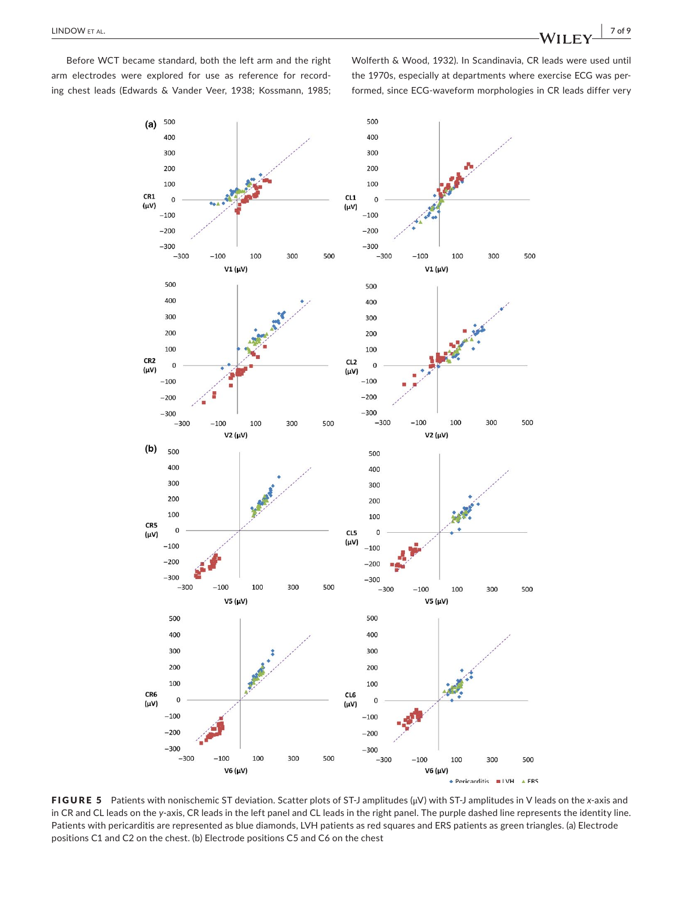Before WCT became standard, both the left arm and the right arm electrodes were explored for use as reference for recording chest leads (Edwards & Vander Veer, 1938; Kossmann, 1985; Wolferth & Wood, 1932). In Scandinavia, CR leads were used until the 1970s, especially at departments where exercise ECG was performed, since ECG-waveform morphologies in CR leads differ very

**FIGURE 5** Patients with nonischemic ST deviation. Scatter plots of ST-J amplitudes (μV) with ST-J amplitudes in V leads on the x-axis and in CR and CL leads on the y-axis, CR leads in the left panel and CL leads in the right panel. The purple dashed line represents the identity line. Patients with pericarditis are represented as blue diamonds, LVH patients as red squares and ERS patients as green triangles. (a) Electrode positions C1 and C2 on the chest. (b) Electrode positions C5 and C6 on the chest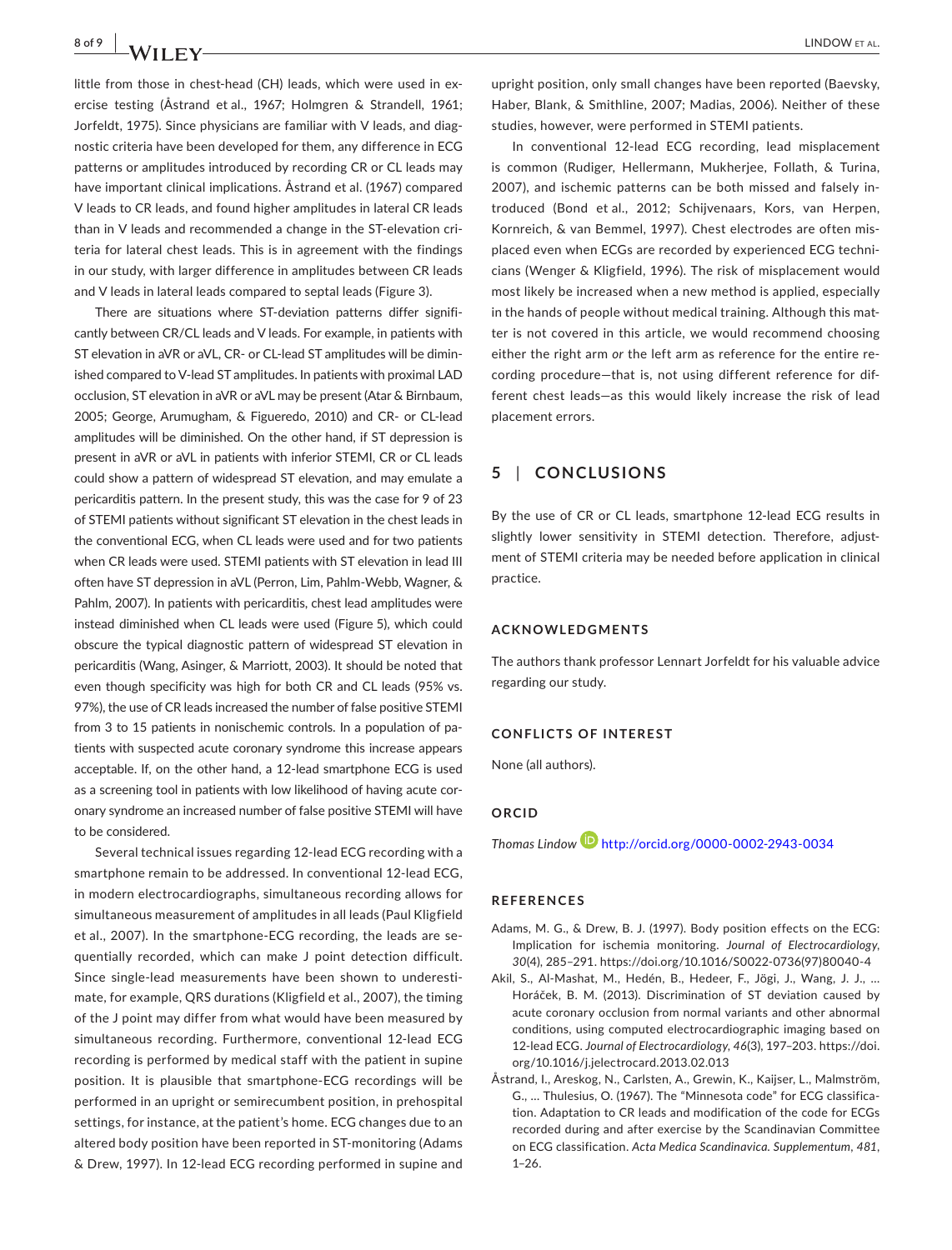little from those in chest-head (CH) leads, which were used in exercise testing (Åstrand et al., 1967; Holmgren & Strandell, 1961; Jorfeldt, 1975). Since physicians are familiar with V leads, and diagnostic criteria have been developed for them, any difference in ECG patterns or amplitudes introduced by recording CR or CL leads may have important clinical implications. Åstrand et al. (1967) compared V leads to CR leads, and found higher amplitudes in lateral CR leads than in V leads and recommended a change in the ST-elevation criteria for lateral chest leads. This is in agreement with the findings in our study, with larger difference in amplitudes between CR leads and V leads in lateral leads compared to septal leads (Figure 3).

There are situations where ST-deviation patterns differ significantly between CR/CL leads and V leads. For example, in patients with ST elevation in aVR or aVL, CR- or CL-lead ST amplitudes will be diminished compared to V-lead ST amplitudes. In patients with proximal LAD occlusion, ST elevation in aVR or aVL may be present (Atar & Birnbaum, 2005; George, Arumugham, & Figueredo, 2010) and CR- or CL-lead amplitudes will be diminished. On the other hand, if ST depression is present in aVR or aVL in patients with inferior STEMI, CR or CL leads could show a pattern of widespread ST elevation, and may emulate a pericarditis pattern. In the present study, this was the case for 9 of 23 of STEMI patients without significant ST elevation in the chest leads in the conventional ECG, when CL leads were used and for two patients when CR leads were used. STEMI patients with ST elevation in lead III often have ST depression in aVL (Perron, Lim, Pahlm-Webb, Wagner, & Pahlm, 2007). In patients with pericarditis, chest lead amplitudes were instead diminished when CL leads were used (Figure 5), which could obscure the typical diagnostic pattern of widespread ST elevation in pericarditis (Wang, Asinger, & Marriott, 2003). It should be noted that even though specificity was high for both CR and CL leads (95% vs. 97%), the use of CR leads increased the number of false positive STEMI from 3 to 15 patients in nonischemic controls. In a population of patients with suspected acute coronary syndrome this increase appears acceptable. If, on the other hand, a 12-lead smartphone ECG is used as a screening tool in patients with low likelihood of having acute coronary syndrome an increased number of false positive STEMI will have to be considered.

Several technical issues regarding 12-lead ECG recording with a smartphone remain to be addressed. In conventional 12-lead ECG, in modern electrocardiographs, simultaneous recording allows for simultaneous measurement of amplitudes in all leads (Paul Kligfield et al., 2007). In the smartphone-ECG recording, the leads are sequentially recorded, which can make J point detection difficult. Since single-lead measurements have been shown to underestimate, for example, QRS durations (Kligfield et al., 2007), the timing of the J point may differ from what would have been measured by simultaneous recording. Furthermore, conventional 12-lead ECG recording is performed by medical staff with the patient in supine position. It is plausible that smartphone-ECG recordings will be performed in an upright or semirecumbent position, in prehospital settings, for instance, at the patient's home. ECG changes due to an altered body position have been reported in ST-monitoring (Adams & Drew, 1997). In 12-lead ECG recording performed in supine and upright position, only small changes have been reported (Baevsky, Haber, Blank, & Smithline, 2007; Madias, 2006). Neither of these studies, however, were performed in STEMI patients.

In conventional 12-lead ECG recording, lead misplacement is common (Rudiger, Hellermann, Mukherjee, Follath, & Turina, 2007), and ischemic patterns can be both missed and falsely introduced (Bond et al., 2012; Schijvenaars, Kors, van Herpen, Kornreich, & van Bemmel, 1997). Chest electrodes are often misplaced even when ECGs are recorded by experienced ECG technicians (Wenger & Kligfield, 1996). The risk of misplacement would most likely be increased when a new method is applied, especially in the hands of people without medical training. Although this matter is not covered in this article, we would recommend choosing either the right arm *or* the left arm as reference for the entire recording procedure—that is, not using different reference for different chest leads—as this would likely increase the risk of lead placement errors.

## 5 | CONCLUSIONS

By the use of CR or CL leads, smartphone 12-lead ECG results in slightly lower sensitivity in STEMI detection. Therefore, adjustment of STEMI criteria may be needed before application in clinical practice.

### ACKNOWLEDGMENTS

The authors thank professor Lennart Jorfeldt for his valuable advice regarding our study.

### CONFLICTS OF INTEREST

None (all authors).

### ORCID

*Thomas Lindow* http://orcid.org/0000-0002-2943-0034

### REFERENCES

Adams, M. G., & Drew, B. J. (1997). Body position effects on the ECG: Implication for ischemia monitoring. *Journal of Electrocardiology*, *30*(4), 285–291. https://doi.org/10.1016/S0022-0736(97)80040-4

Akil, S., Al-Mashat, M., Hedén, B., Hedeer, F., Jögi, J., Wang, J. J., … Horáček, B. M. (2013). Discrimination of ST deviation caused by acute coronary occlusion from normal variants and other abnormal conditions, using computed electrocardiographic imaging based on 12-lead ECG. *Journal of Electrocardiology*, *46*(3), 197–203. https://doi.org/10.1016/j.jelectrocard.2013.02.013

Åstrand, I., Areskog, N., Carlsten, A., Grewin, K., Kaijser, L., Malmström, G., … Thulesius, O. (1967). The "Minnesota code" for ECG classification. Adaptation to CR leads and modification of the code for ECGs recorded during and after exercise by the Scandinavian Committee on ECG classification. *Acta Medica Scandinavica. Supplementum*, *481*, 1–26.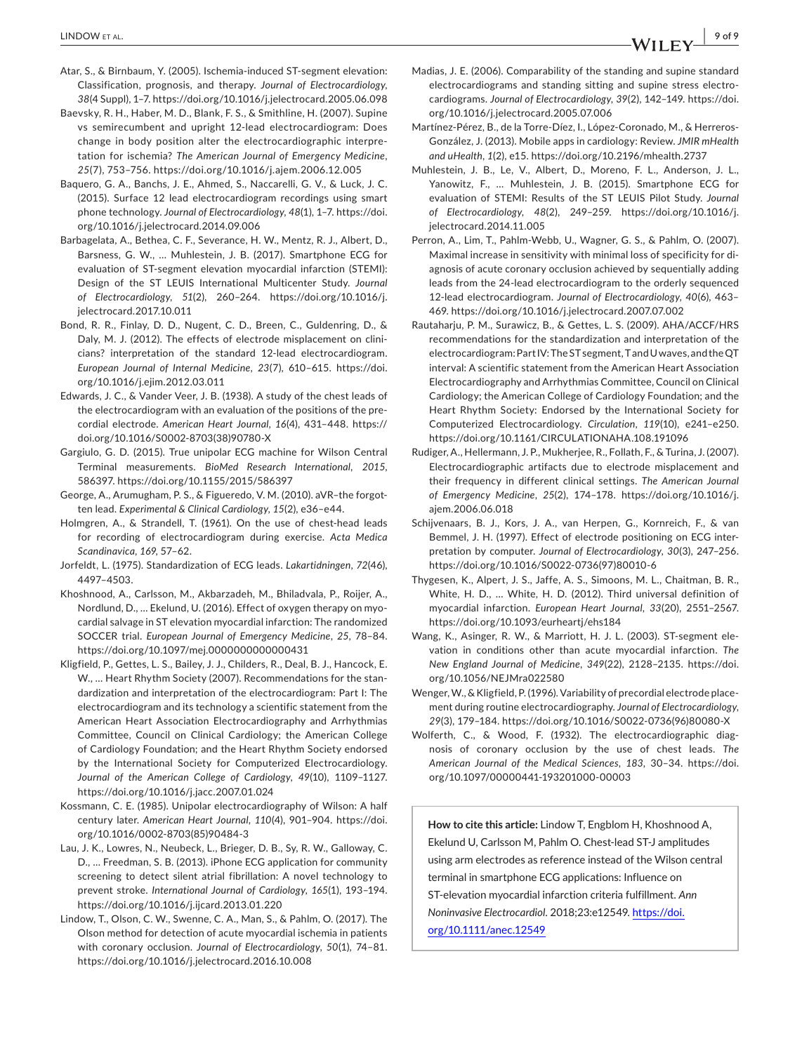Atar, S., & Birnbaum, Y. (2005). Ischemia-induced ST-segment elevation: Classification, prognosis, and therapy. *Journal of Electrocardiology*, *38*(4 Suppl), 1–7. https://doi.org/10.1016/j.jelectrocard.2005.06.098

Baevsky, R. H., Haber, M. D., Blank, F. S., & Smithline, H. (2007). Supine vs semirecumbent and upright 12-lead electrocardiogram: Does change in body position alter the electrocardiographic interpretation for ischemia? *The American Journal of Emergency Medicine*, *25*(7), 753–756. https://doi.org/10.1016/j.ajem.2006.12.005

Baquero, G. A., Banchs, J. E., Ahmed, S., Naccarelli, G. V., & Luck, J. C. (2015). Surface 12 lead electrocardiogram recordings using smart phone technology. *Journal of Electrocardiology*, *48*(1), 1–7. https://doi.org/10.1016/j.jelectrocard.2014.09.006

Barbagelata, A., Bethea, C. F., Severance, H. W., Mentz, R. J., Albert, D., Barsness, G. W., … Muhlestein, J. B. (2017). Smartphone ECG for evaluation of ST-segment elevation myocardial infarction (STEMI): Design of the ST LEUIS International Multicenter Study. *Journal of Electrocardiology*, *51*(2), 260–264. https://doi.org/10.1016/j.jelectrocard.2017.10.011

Bond, R. R., Finlay, D. D., Nugent, C. D., Breen, C., Guldenring, D., & Daly, M. J. (2012). The effects of electrode misplacement on clinicians? interpretation of the standard 12-lead electrocardiogram. *European Journal of Internal Medicine*, *23*(7), 610–615. https://doi.org/10.1016/j.ejim.2012.03.011

Edwards, J. C., & Vander Veer, J. B. (1938). A study of the chest leads of the electrocardiogram with an evaluation of the positions of the precordial electrode. *American Heart Journal*, *16*(4), 431–448. https://doi.org/10.1016/S0002-8703(38)90780-X

Gargiulo, G. D. (2015). True unipolar ECG machine for Wilson Central Terminal measurements. *BioMed Research International*, *2015*, 586397. https://doi.org/10.1155/2015/586397

George, A., Arumugham, P. S., & Figueredo, V. M. (2010). aVR–the forgotten lead. *Experimental & Clinical Cardiology*, *15*(2), e36–e44.

Holmgren, A., & Strandell, T. (1961). On the use of chest-head leads for recording of electrocardiogram during exercise. *Acta Medica Scandinavica*, *169*, 57–62.

Jorfeldt, L. (1975). Standardization of ECG leads. *Lakartidningen*, *72*(46), 4497–4503.

Khoshnood, A., Carlsson, M., Akbarzadeh, M., Bhiladvala, P., Roijer, A., Nordlund, D., … Ekelund, U. (2016). Effect of oxygen therapy on myocardial salvage in ST elevation myocardial infarction: The randomized SOCCER trial. *European Journal of Emergency Medicine*, *25*, 78–84. https://doi.org/10.1097/mej.0000000000000431

Kligfield, P., Gettes, L. S., Bailey, J. J., Childers, R., Deal, B. J., Hancock, E. W., … Heart Rhythm Society (2007). Recommendations for the standardization and interpretation of the electrocardiogram: Part I: The electrocardiogram and its technology a scientific statement from the American Heart Association Electrocardiography and Arrhythmias Committee, Council on Clinical Cardiology; the American College of Cardiology Foundation; and the Heart Rhythm Society endorsed by the International Society for Computerized Electrocardiology. *Journal of the American College of Cardiology*, *49*(10), 1109–1127. https://doi.org/10.1016/j.jacc.2007.01.024

Kossmann, C. E. (1985). Unipolar electrocardiography of Wilson: A half century later. *American Heart Journal*, *110*(4), 901–904. https://doi.org/10.1016/0002-8703(85)90484-3

Lau, J. K., Lowres, N., Neubeck, L., Brieger, D. B., Sy, R. W., Galloway, C. D., … Freedman, S. B. (2013). iPhone ECG application for community screening to detect silent atrial fibrillation: A novel technology to prevent stroke. *International Journal of Cardiology*, *165*(1), 193–194. https://doi.org/10.1016/j.ijcard.2013.01.220

Lindow, T., Olson, C. W., Swenne, C. A., Man, S., & Pahlm, O. (2017). The Olson method for detection of acute myocardial ischemia in patients with coronary occlusion. *Journal of Electrocardiology*, *50*(1), 74–81. https://doi.org/10.1016/j.jelectrocard.2016.10.008

Madias, J. E. (2006). Comparability of the standing and supine standard electrocardiograms and standing sitting and supine stress electrocardiograms. *Journal of Electrocardiology*, *39*(2), 142–149. https://doi.org/10.1016/j.jelectrocard.2005.07.006

Martínez-Pérez, B., de la Torre-Díez, I., López-Coronado, M., & Herreros-González, J. (2013). Mobile apps in cardiology: Review. *JMIR mHealth and uHealth*, *1*(2), e15. https://doi.org/10.2196/mhealth.2737

Muhlestein, J. B., Le, V., Albert, D., Moreno, F. L., Anderson, J. L., Yanowitz, F., … Muhlestein, J. B. (2015). Smartphone ECG for evaluation of STEMI: Results of the ST LEUIS Pilot Study. *Journal of Electrocardiology*, *48*(2), 249–259. https://doi.org/10.1016/j.jelectrocard.2014.11.005

Perron, A., Lim, T., Pahlm-Webb, U., Wagner, G. S., & Pahlm, O. (2007). Maximal increase in sensitivity with minimal loss of specificity for diagnosis of acute coronary occlusion achieved by sequentially adding leads from the 24-lead electrocardiogram to the orderly sequenced 12-lead electrocardiogram. *Journal of Electrocardiology*, *40*(6), 463–469. https://doi.org/10.1016/j.jelectrocard.2007.07.002

Rautaharju, P. M., Surawicz, B., & Gettes, L. S. (2009). AHA/ACCF/HRS recommendations for the standardization and interpretation of the electrocardiogram: Part IV: The ST segment, T and U waves, and the QT interval: A scientific statement from the American Heart Association Electrocardiography and Arrhythmias Committee, Council on Clinical Cardiology; the American College of Cardiology Foundation; and the Heart Rhythm Society: Endorsed by the International Society for Computerized Electrocardiology. *Circulation*, *119*(10), e241–e250. https://doi.org/10.1161/CIRCULATIONAHA.108.191096

Rudiger, A., Hellermann, J. P., Mukherjee, R., Follath, F., & Turina, J. (2007). Electrocardiographic artifacts due to electrode misplacement and their frequency in different clinical settings. *The American Journal of Emergency Medicine*, *25*(2), 174–178. https://doi.org/10.1016/j.ajem.2006.06.018

Schijvenaars, B. J., Kors, J. A., van Herpen, G., Kornreich, F., & van Bemmel, J. H. (1997). Effect of electrode positioning on ECG interpretation by computer. *Journal of Electrocardiology*, *30*(3), 247–256. https://doi.org/10.1016/S0022-0736(97)80010-6

Thygesen, K., Alpert, J. S., Jaffe, A. S., Simoons, M. L., Chaitman, B. R., White, H. D., … White, H. D. (2012). Third universal definition of myocardial infarction. *European Heart Journal*, *33*(20), 2551–2567. https://doi.org/10.1093/eurheartj/ehs184

Wang, K., Asinger, R. W., & Marriott, H. J. L. (2003). ST-segment elevation in conditions other than acute myocardial infarction. *The New England Journal of Medicine*, *349*(22), 2128–2135. https://doi.org/10.1056/NEJMra022580

Wenger, W., & Kligfield, P. (1996). Variability of precordial electrode placement during routine electrocardiography. *Journal of Electrocardiology*, *29*(3), 179–184. https://doi.org/10.1016/S0022-0736(96)80080-X

Wolferth, C., & Wood, F. (1932). The electrocardiographic diagnosis of coronary occlusion by the use of chest leads. *The American Journal of the Medical Sciences*, *183*, 30–34. https://doi.org/10.1097/00000441-193201000-00003

**How to cite this article:** Lindow T, Engblom H, Khoshnood A, Ekelund U, Carlsson M, Pahlm O. Chest-lead ST-J amplitudes using arm electrodes as reference instead of the Wilson central terminal in smartphone ECG applications: Influence on ST-elevation myocardial infarction criteria fulfillment. *Ann Noninvasive Electrocardiol.* 2018;23:e12549. https://doi.org/10.1111/anec.12549